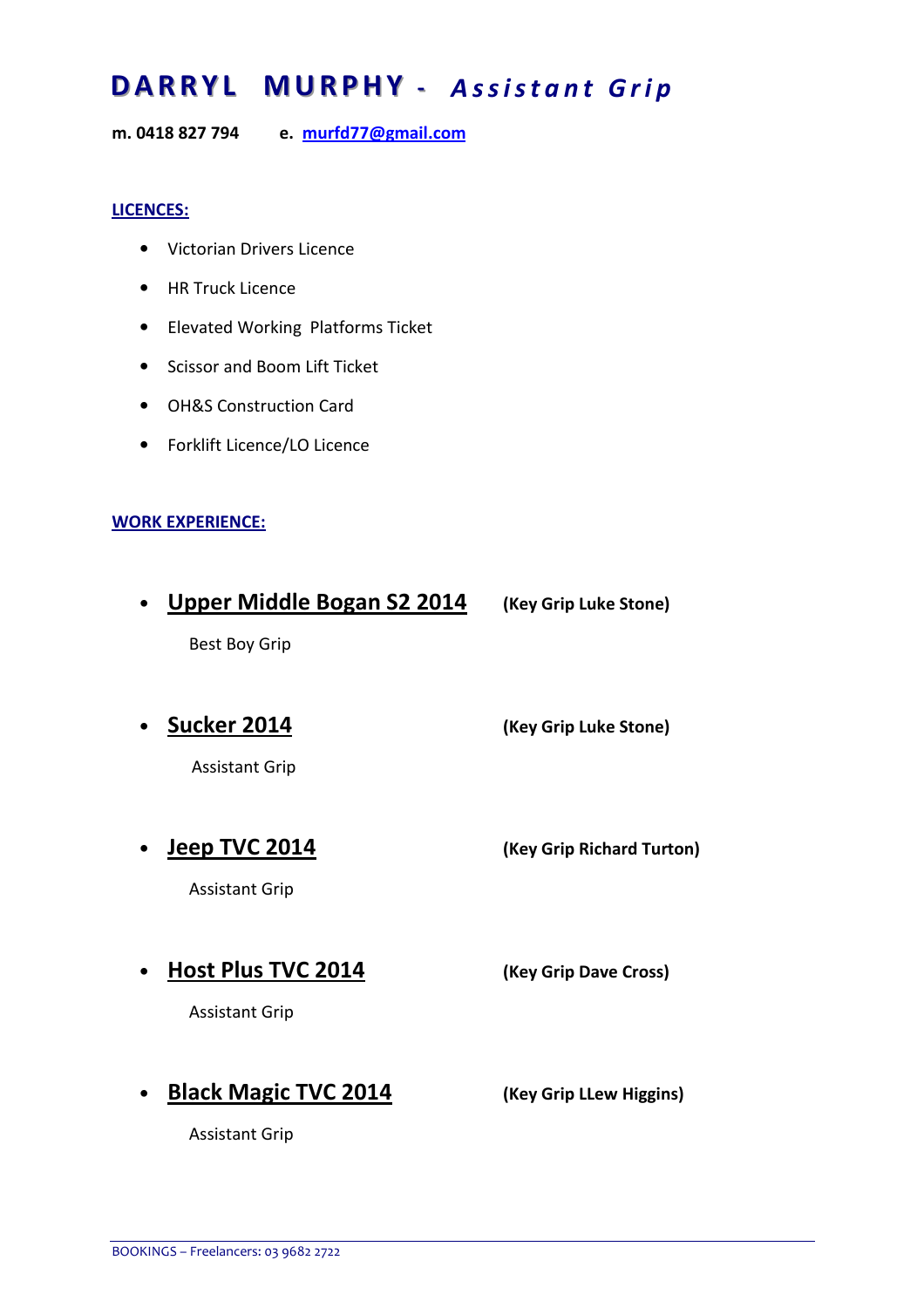# DARRYL MURPHY - *Assistant Grip*

**m. 0418 827 794** **e. [murfd77@gmail.com](mailto:murfd77@gmail.com)**

## LICENCES:

- Victorian Drivers Licence
- HR Truck Licence
- Elevated Working Platforms Ticket
- Scissor and Boom Lift Ticket
- OH&S Construction Card
- Forklift Licence/LO Licence

## WORK EXPERIENCE:

- **Upper Middle Bogan S2 2014** **(Key Grip Luke Stone)**

  Best Boy Grip

- **Sucker 2014** **(Key Grip Luke Stone)**

  Assistant Grip

- **Jeep TVC 2014** **(Key Grip Richard Turton)**

  Assistant Grip

- **Host Plus TVC 2014** **(Key Grip Dave Cross)**

  Assistant Grip

- **Black Magic TVC 2014** **(Key Grip LLew Higgins)**

  Assistant Grip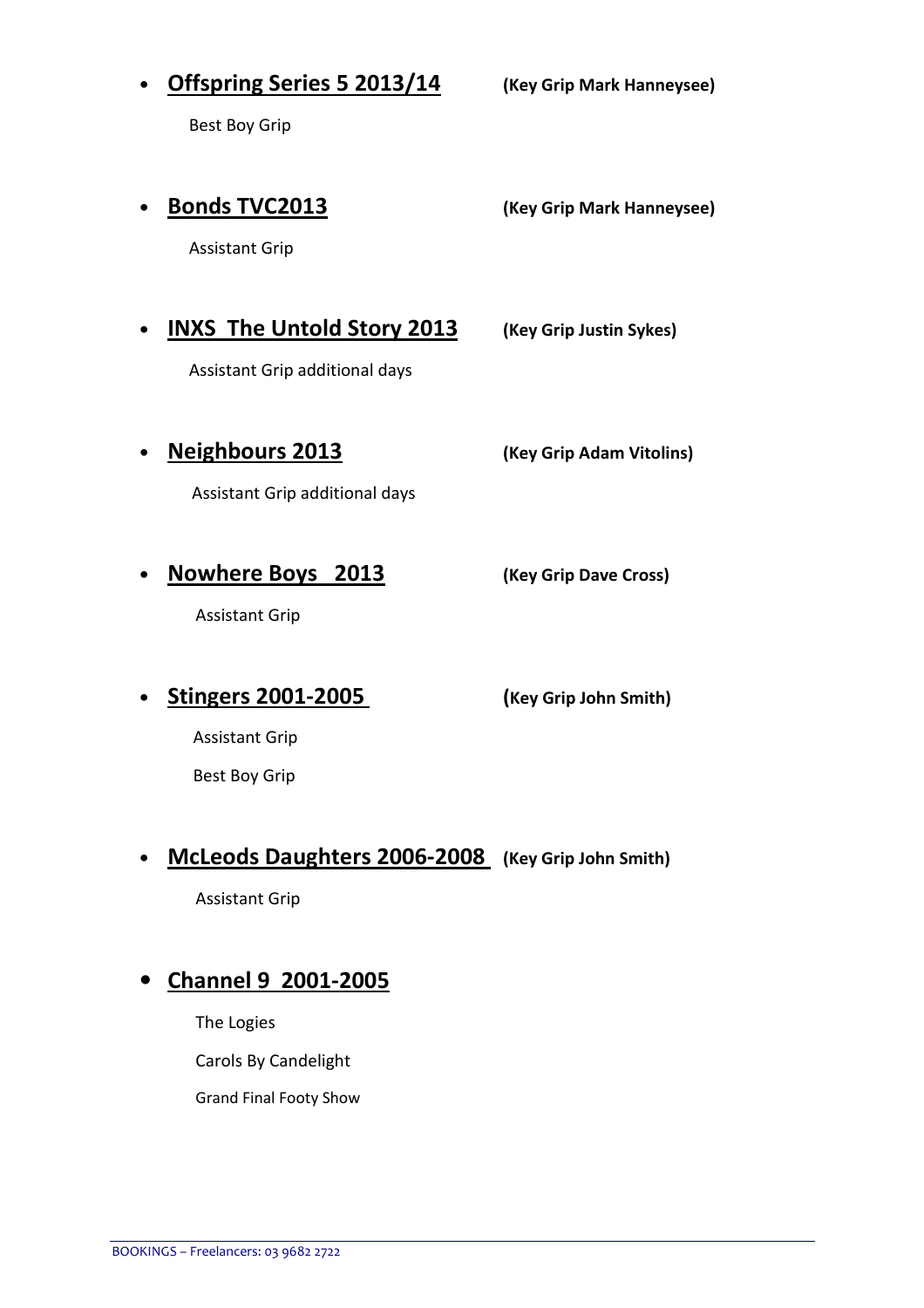- **Offspring Series 5 2013/14** **(Key Grip Mark Hanneysee)**

  Best Boy Grip

- **Bonds TVC2013** **(Key Grip Mark Hanneysee)**

  Assistant Grip

- **INXS The Untold Story 2013** **(Key Grip Justin Sykes)**

  Assistant Grip additional days

- **Neighbours 2013** **(Key Grip Adam Vitolins)**

  Assistant Grip additional days

- **Nowhere Boys 2013** **(Key Grip Dave Cross)**

  Assistant Grip

- **Stingers 2001-2005** **(Key Grip John Smith)**

  Assistant Grip

  Best Boy Grip

- **McLeods Daughters 2006-2008** **(Key Grip John Smith)**

  Assistant Grip

- **Channel 9 2001-2005**

  The Logies

  Carols By Candelight

  Grand Final Footy Show

BOOKINGS – Freelancers: 03 9682 2722